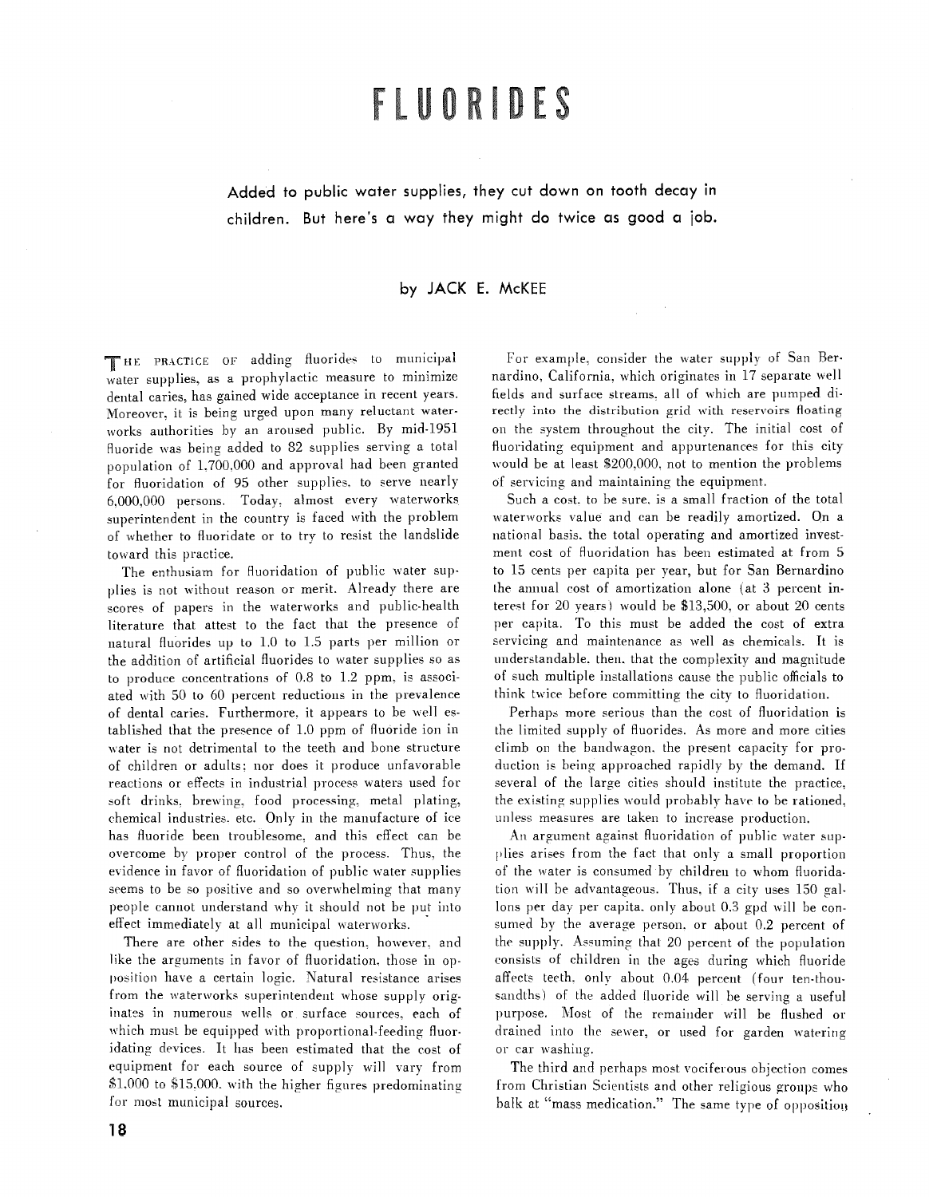# FLUORIDES

**Added to public water supplies, they cut down on tooth decay in children. But here's a way they might do twice as good a job.**

by JACK E. McKEE

THE PRACTICE OF adding fluorides to municipal water supplies, as a prophylactic measure to minimize dental caries, has gained wide acceptance in recent years. Moreover, it is being urged upon many reluctant waterworks authorities by an aroused public. By mid-1951 fluoride was being added to 82 supplies serving a total population of 1,700,000 and approval had been granted for fluoridation of 95 other supplies, to serve nearly 6,000,000 persons. Today, almost every waterworks superintendent in the country is faced with the problem of whether to fluoridate or to try to resist the landslide toward this practice.

The enthusiasm for fluoridation of public water supplies is not without reason or merit. Already there are scores of papers in the waterworks and public-health literature that attest to the fact that the presence of natural fluorides up to 1.0 to 1.5 parts per million or the addition of artificial fluorides to water supplies so as to produce concentrations of 0.8 to 1.2 ppm, is associated with 50 to 60 percent reductions in the prevalence of dental caries. Furthermore, it appears to be well established that the presence of 1.0 ppm of fluoride ion in water is not detrimental to the teeth and bone structure of children or adults; nor does it produce unfavorable reactions or effects in industrial process waters used for soft drinks, brewing, food processing, metal plating, chemical industries, etc. Only in the manufacture of ice has fluoride been troublesome, and this effect can be overcome by proper control of the process. Thus, the evidence in favor of fluoridation of public water supplies seems to be so positive and so overwhelming that many people cannot understand why it should not be put into effect immediately at all municipal waterworks.

There are other sides to the question, however, and like the arguments in favor of fluoridation, those in opposition have a certain logic. Natural resistance arises from the waterworks superintendent whose supply originates in numerous wells or surface sources, each of which must be equipped with proportional-feeding fluoridating devices. It has been estimated that the cost of equipment for each source of supply will vary from $1,000 to $15,000, with the higher figures predominating for most municipal sources.

For example, consider the water supply of San Bernardino, California, which originates in 17 separate well fields and surface streams, all of which are pumped directly into the distribution grid with reservoirs floating on the system throughout the city. The initial cost of fluoridating equipment and appurtenances for this city would be at least $200,000, not to mention the problems of servicing and maintaining the equipment.

Such a cost, to be sure, is a small fraction of the total waterworks value and can be readily amortized. On a national basis, the total operating and amortized investment cost of fluoridation has been estimated at from 5 to 15 cents per capita per year, but for San Bernardino the annual cost of amortization alone (at 3 percent interest for 20 years) would be $13,500, or about 20 cents per capita. To this must be added the cost of extra servicing and maintenance as well as chemicals. It is understandable, then, that the complexity and magnitude of such multiple installations cause the public officials to think twice before committing the city to fluoridation.

Perhaps more serious than the cost of fluoridation is the limited supply of fluorides. As more and more cities climb on the bandwagon, the present capacity for production is being approached rapidly by the demand. If several of the large cities should institute the practice, the existing supplies would probably have to be rationed, unless measures are taken to increase production.

An argument against fluoridation of public water supplies arises from the fact that only a small proportion of the water is consumed by children to whom fluoridation will be advantageous. Thus, if a city uses 150 gallons per day per capita, only about 0.3 gpd will be consumed by the average person, or about 0.2 percent of the supply. Assuming that 20 percent of the population consists of children in the ages during which fluoride affects teeth, only about 0.04 percent (four ten-thousandths) of the added fluoride will be serving a useful purpose. Most of the remainder will be flushed or drained into the sewer, or used for garden watering or car washing.

The third and perhaps most vociferous objection comes from Christian Scientists and other religious groups who balk at "mass medication." The same type of opposition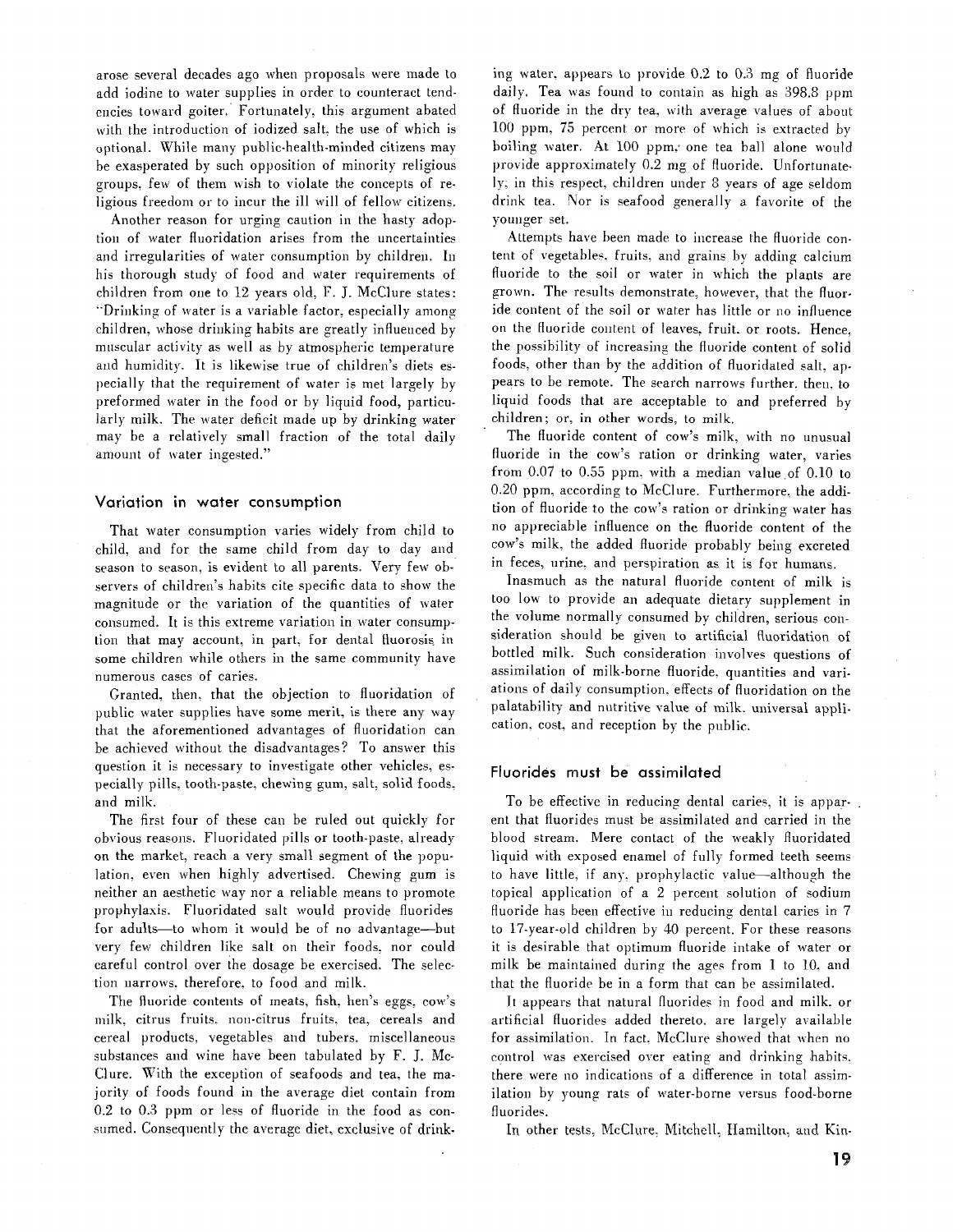arose several decades ago when proposals were made to add iodine to water supplies in order to counteract tendencies toward goiter. Fortunately, this argument abated with the introduction of iodized salt, the use of which is optional. While many public-health-minded citizens may be exasperated by such opposition of minority religious groups, few of them wish to violate the concepts of religious freedom or to incur the ill will of fellow citizens.

Another reason for urging caution in the hasty adoption of water fluoridation arises from the uncertainties and irregularities of water consumption by children. In his thorough study of food and water requirements of children from one to 12 years old, F. J. McClure states: "Drinking of water is a variable factor, especially among children, whose drinking habits are greatly influenced by muscular activity as well as by atmospheric temperature and humidity. It is likewise true of children's diets especially that the requirement of water is met largely by preformed water in the food or by liquid food, particularly milk. The water deficit made up by drinking water may be a relatively small fraction of the total daily amount of water ingested."

## Variation in water consumption

That water consumption varies widely from child to child, and for the same child from day to day and season to season, is evident to all parents. Very few observers of children's habits cite specific data to show the magnitude or the variation of the quantities of water consumed. It is this extreme variation in water consumption that may account, in part, for dental fluorosis in some children while others in the same community have numerous cases of caries.

Granted, then, that the objection to fluoridation of public water supplies have some merit, is there any way that the aforementioned advantages of fluoridation can be achieved without the disadvantages? To answer this question it is necessary to investigate other vehicles, especially pills, tooth-paste, chewing gum, salt, solid foods, and milk.

The first four of these can be ruled out quickly for obvious reasons. Fluoridated pills or tooth-paste, already on the market, reach a very small segment of the population, even when highly advertised. Chewing gum is neither an aesthetic way nor a reliable means to promote prophylaxis. Fluoridated salt would provide fluorides for adults—to whom it would be of no advantage—but very few children like salt on their foods, nor could careful control over the dosage be exercised. The selection narrows, therefore, to food and milk.

The fluoride contents of meats, fish, hen's eggs, cow's milk, citrus fruits, non-citrus fruits, tea, cereals and cereal products, vegetables and tubers, miscellaneous substances and wine have been tabulated by F. J. McClure. With the exception of seafoods and tea, the majority of foods found in the average diet contain from 0.2 to 0.3 ppm or less of fluoride in the food as consumed. Consequently the average diet, exclusive of drinking water, appears to provide 0.2 to 0.3 mg of fluoride daily. Tea was found to contain as high as 398.8 ppm of fluoride in the dry tea, with average values of about 100 ppm, 75 percent or more of which is extracted by boiling water. At 100 ppm, one tea ball alone would provide approximately 0.2 mg of fluoride. Unfortunately, in this respect, children under 8 years of age seldom drink tea. Nor is seafood generally a favorite of the younger set.

Attempts have been made to increase the fluoride content of vegetables, fruits, and grains by adding calcium fluoride to the soil or water in which the plants are grown. The results demonstrate, however, that the fluoride content of the soil or water has little or no influence on the fluoride content of leaves, fruit, or roots. Hence, the possibility of increasing the fluoride content of solid foods, other than by the addition of fluoridated salt, appears to be remote. The search narrows further, then, to liquid foods that are acceptable to and preferred by children; or, in other words, to milk.

The fluoride content of cow's milk, with no unusual fluoride in the cow's ration or drinking water, varies from 0.07 to 0.55 ppm, with a median value of 0.10 to 0.20 ppm, according to McClure. Furthermore, the addition of fluoride to the cow's ration or drinking water has no appreciable influence on the fluoride content of the cow's milk, the added fluoride probably being excreted in feces, urine, and perspiration as it is for humans.

Inasmuch as the natural fluoride content of milk is too low to provide an adequate dietary supplement in the volume normally consumed by children, serious consideration should be given to artificial fluoridation of bottled milk. Such consideration involves questions of assimilation of milk-borne fluoride, quantities and variations of daily consumption, effects of fluoridation on the palatability and nutritive value of milk, universal application, cost, and reception by the public.

## Fluorides must be assimilated

To be effective in reducing dental caries, it is apparent that fluorides must be assimilated and carried in the blood stream. Mere contact of the weakly fluoridated liquid with exposed enamel of fully formed teeth seems to have little, if any, prophylactic value—although the topical application of a 2 percent solution of sodium fluoride has been effective in reducing dental caries in 7 to 17-year-old children by 40 percent. For these reasons it is desirable that optimum fluoride intake of water or milk be maintained during the ages from 1 to 10, and that the fluoride be in a form that can be assimilated.

It appears that natural fluorides in food and milk, or artificial fluorides added thereto, are largely available for assimilation. In fact, McClure showed that when no control was exercised over eating and drinking habits, there were no indications of a difference in total assimilation by young rats of water-borne versus food-borne fluorides.

In other tests, McClure, Mitchell, Hamilton, and Kin-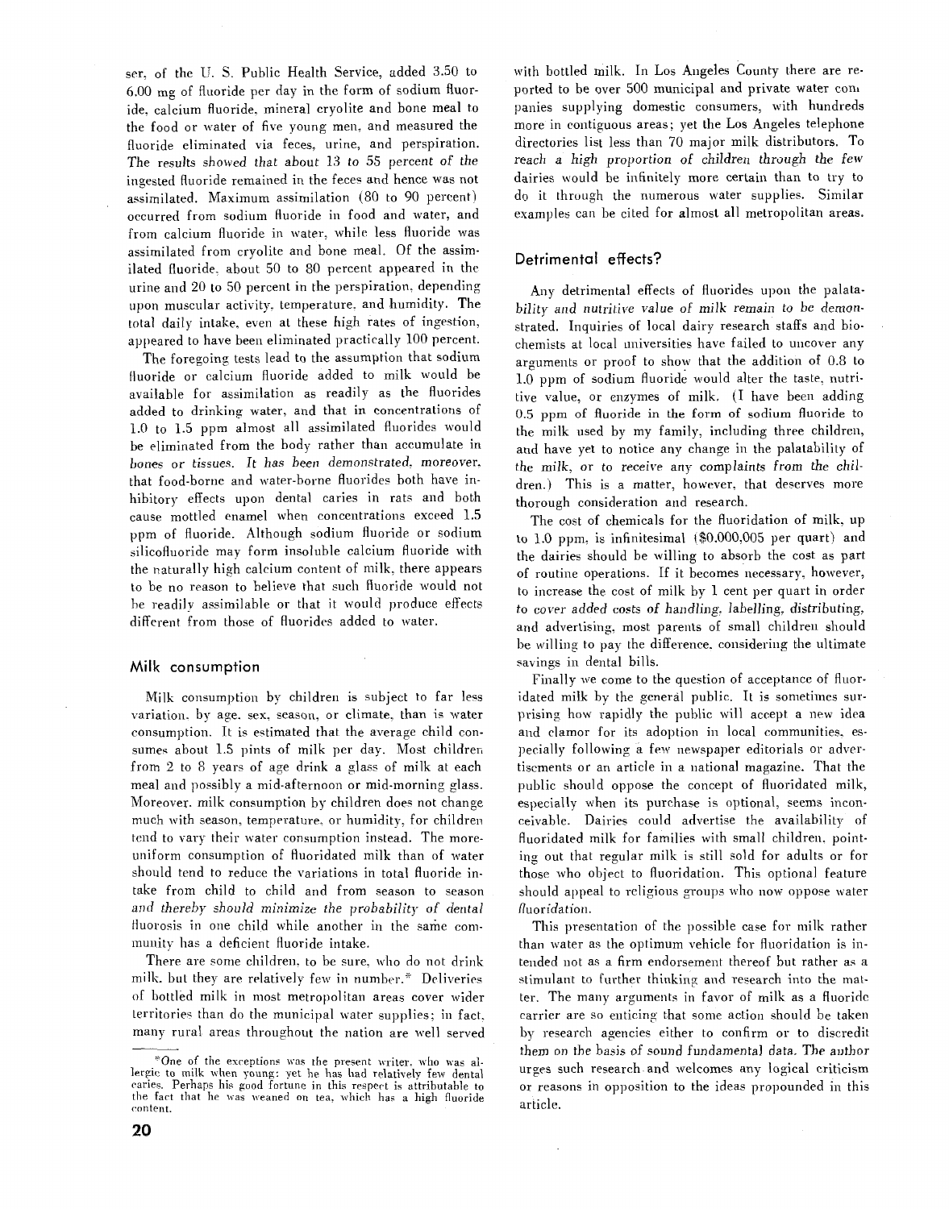ser, of the U. S. Public Health Service, added 3.50 to 6.00 mg of fluoride per day in the form of sodium fluoride, calcium fluoride, mineral cryolite and bone meal to the food or water of five young men, and measured the fluoride eliminated via feces, urine, and perspiration. The results *showed that about 13 to 55 percent of the* ingested fluoride remained in the feces and hence was not assimilated. Maximum assimilation (80 to 90 percent) occurred from sodium fluoride in food and water, and from calcium fluoride in water, while less fluoride was assimilated from cryolite and bone meal. Of the assimilated fluoride, about 50 to 80 percent appeared in the urine and 20 to 50 percent in the perspiration, depending upon muscular activity, temperature, and humidity. The total daily intake, even at these high rates of ingestion, appeared to have been eliminated practically 100 percent.

The foregoing tests lead to the assumption that sodium fluoride or calcium fluoride added to milk would be available for assimilation as readily as the fluorides added to drinking water, and that in concentrations of 1.0 to 1.5 ppm almost all assimilated fluorides would be eliminated from the body rather than accumulate in *bones or tissues. It has been demonstrated, moreover,* that food-borne and water-borne fluorides both have inhibitory effects upon dental caries in rats and both cause mottled enamel when concentrations exceed 1.5 ppm of fluoride. Although sodium fluoride or sodium silicofluoride may form insoluble calcium fluoride with the naturally high calcium content of milk, there appears to be no reason to believe that such fluoride would not be readily assimilable or that it would produce effects different from those of fluorides added to water.

## Milk consumption

Milk consumption by children is subject to far less variation, by age, sex, season, or climate, than is water consumption. It is estimated that the average child consumes about 1.5 pints of milk per day. Most children from 2 to 8 years of age drink a glass of milk at each meal and possibly a mid-afternoon or mid-morning glass. Moreover, milk consumption by children does not change much with season, temperature, or humidity, for children tend to vary their water consumption instead. The more-uniform consumption of fluoridated milk than of water should tend to reduce the variations in total fluoride intake from child to child and from season to season *and thereby should minimize the probability of dental* fluorosis in one child while another in the same community has a deficient fluoride intake.

There are some children, to be sure, who do not drink milk, but they are relatively few in number.* Deliveries of bottled milk in most metropolitan areas cover wider territories than do the municipal water supplies; in fact, many rural areas throughout the nation are well served with bottled milk. In Los Angeles County there are reported to be over 500 municipal and private water companies supplying domestic consumers, with hundreds more in contiguous areas; yet the Los Angeles telephone directories list less than 70 major milk distributors. To *reach a high proportion of children through the few* dairies would be infinitely more certain than to try to do it through the numerous water supplies. Similar examples can be cited for almost all metropolitan areas.

## Detrimental effects?

Any detrimental effects of fluorides upon the palata*bility and nutritive value of milk remain to be demon*strated. Inquiries of local dairy research staffs and biochemists at local universities have failed to uncover any arguments or proof to show that the addition of 0.8 to 1.0 ppm of sodium fluoride would alter the taste, nutritive value, or enzymes of milk. (I have been adding 0.5 ppm of fluoride in the form of sodium fluoride to the milk used by my family, including three children, and have yet to notice any change in the palatability of *the milk, or to receive any complaints from the chil*dren.) This is a matter, however, that deserves more thorough consideration and research.

The cost of chemicals for the fluoridation of milk, up to 1.0 ppm, is infinitesimal ($0.000,005 per quart) and the dairies should be willing to absorb the cost as part of routine operations. If it becomes necessary, however, to increase the cost of milk by 1 cent per quart in order *to cover added costs of handling, labelling, distributing,* and advertising, most parents of small children should be willing to pay the difference, considering the ultimate savings in dental bills.

Finally we come to the question of acceptance of fluoridated milk by the general public. It is sometimes surprising how rapidly the public will accept a new idea and clamor for its adoption in local communities, especially following a few newspaper editorials or advertisements or an article in a national magazine. That the public should oppose the concept of fluoridated milk, especially when its purchase is optional, seems inconceivable. Dairies could advertise the availability of fluoridated milk for families with small children, pointing out that regular milk is still sold for adults or for those who object to fluoridation. This optional feature should appeal to religious groups who now oppose water *fluoridation.*

This presentation of the possible case for milk rather than water as the optimum vehicle for fluoridation is intended not as a firm endorsement thereof but rather as a stimulant to further thinking and research into the matter. The many arguments in favor of milk as a fluoride carrier are so enticing that some action should be taken by research agencies either to confirm or to discredit *them on the basis of sound fundamental data. The author* urges such research and welcomes any logical criticism or reasons in opposition to the ideas propounded in this article.

---

*One of the exceptions was the present writer, who was allergic to milk when young; yet he has had relatively few dental caries. Perhaps his good fortune in this respect is attributable to the fact that he was weaned on tea, which has a high fluoride content.